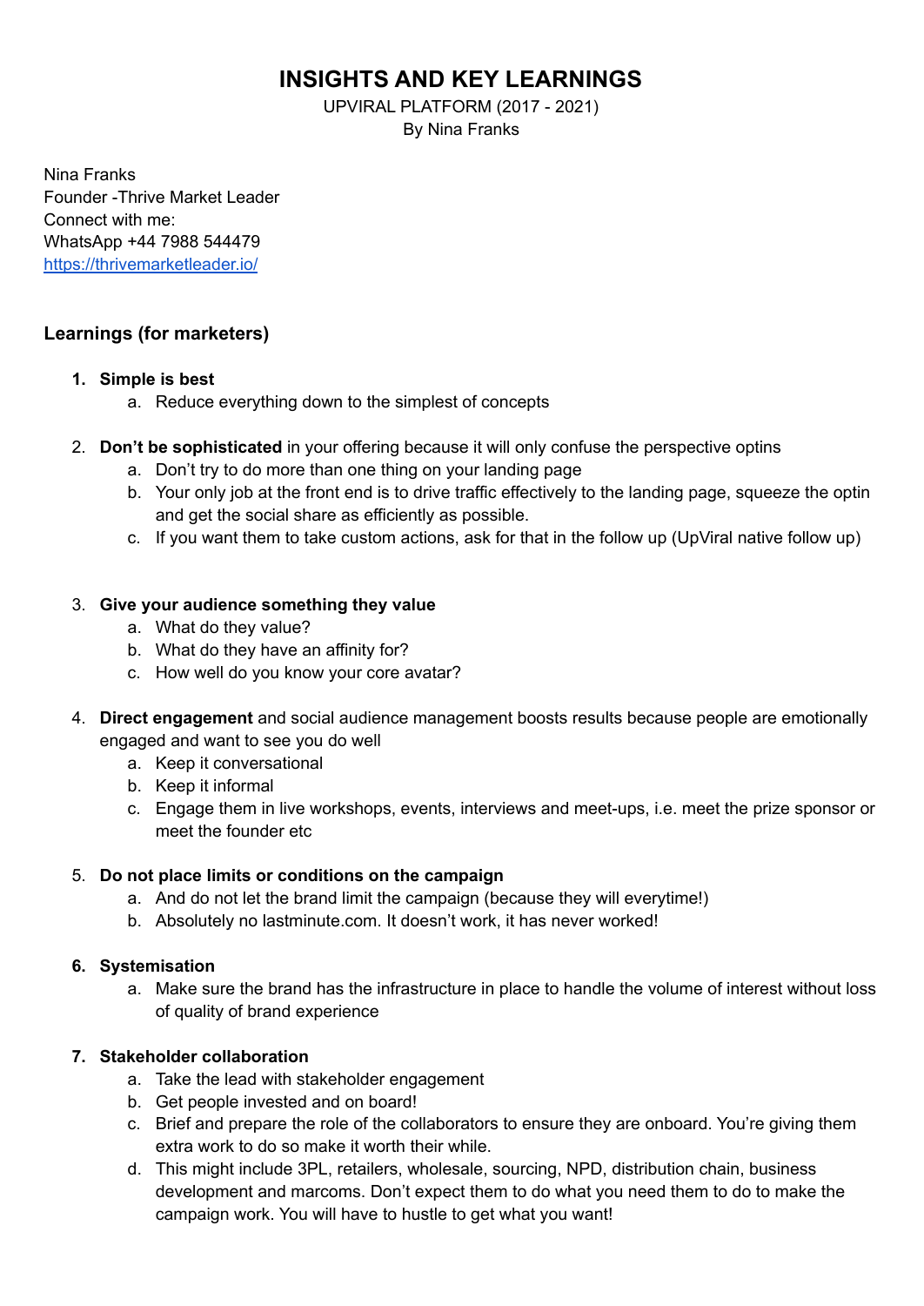# INSIGHTS AND KEY LEARNINGS

UPVIRAL PLATFORM (2017 - 2021)
By Nina Franks

Nina Franks
Founder -Thrive Market Leader
Connect with me:
WhatsApp +44 7988 544479
[https://thrivemarketleader.io/](https://thrivemarketleader.io/)

### Learnings (for marketers)

1. **Simple is best**
    a. Reduce everything down to the simplest of concepts

2. **Don't be sophisticated** in your offering because it will only confuse the perspective optins
    a. Don't try to do more than one thing on your landing page
    b. Your only job at the front end is to drive traffic effectively to the landing page, squeeze the optin and get the social share as efficiently as possible.
    c. If you want them to take custom actions, ask for that in the follow up (UpViral native follow up)

3. **Give your audience something they value**
    a. What do they value?
    b. What do they have an affinity for?
    c. How well do you know your core avatar?

4. **Direct engagement** and social audience management boosts results because people are emotionally engaged and want to see you do well
    a. Keep it conversational
    b. Keep it informal
    c. Engage them in live workshops, events, interviews and meet-ups, i.e. meet the prize sponsor or meet the founder etc

5. **Do not place limits or conditions on the campaign**
    a. And do not let the brand limit the campaign (because they will everytime!)
    b. Absolutely no lastminute.com. It doesn't work, it has never worked!

6. **Systemisation**
    a. Make sure the brand has the infrastructure in place to handle the volume of interest without loss of quality of brand experience

7. **Stakeholder collaboration**
    a. Take the lead with stakeholder engagement
    b. Get people invested and on board!
    c. Brief and prepare the role of the collaborators to ensure they are onboard. You're giving them extra work to do so make it worth their while.
    d. This might include 3PL, retailers, wholesale, sourcing, NPD, distribution chain, business development and marcoms. Don't expect them to do what you need them to do to make the campaign work. You will have to hustle to get what you want!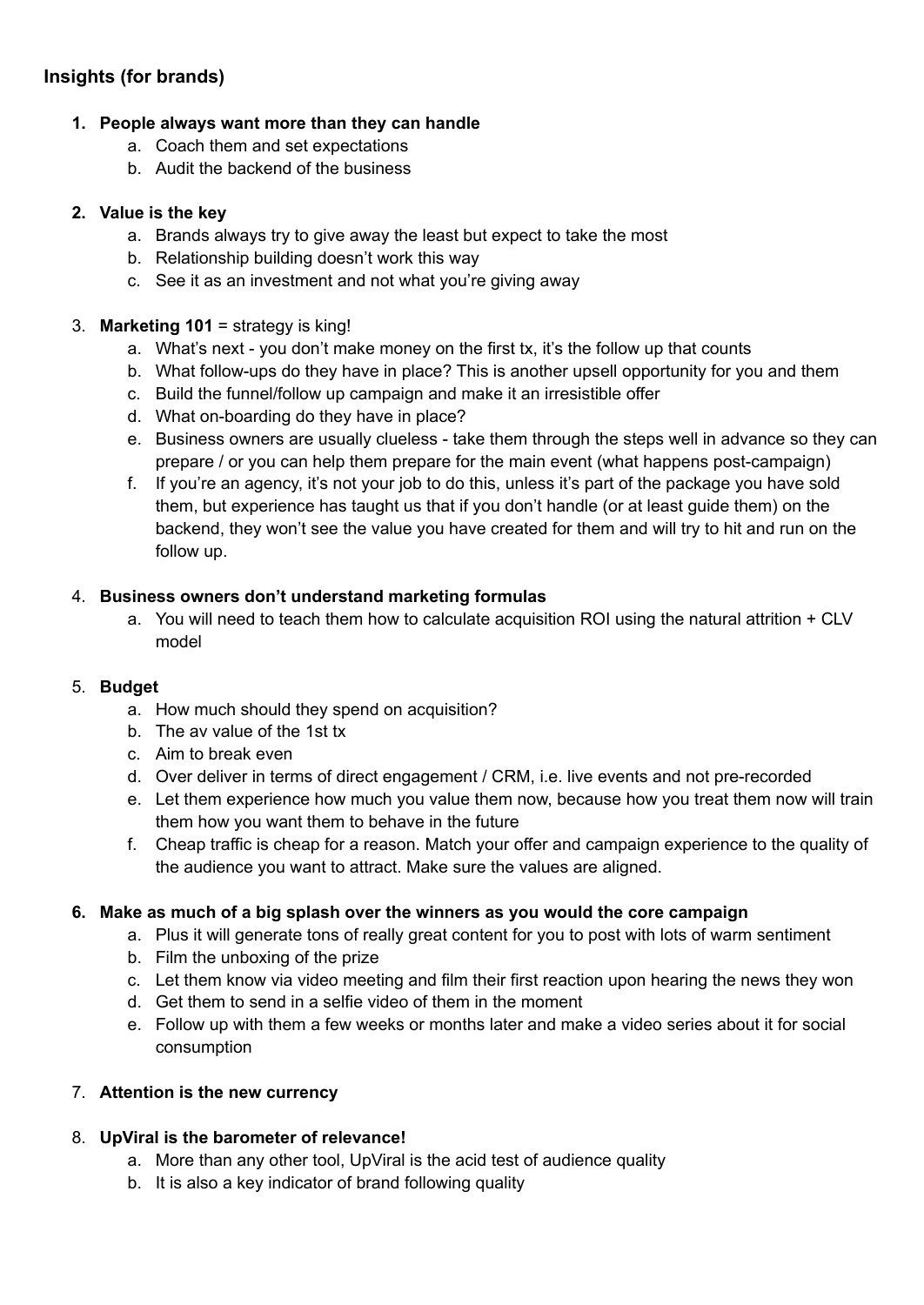## Insights (for brands)

1. **People always want more than they can handle**
    a. Coach them and set expectations
    b. Audit the backend of the business

2. **Value is the key**
    a. Brands always try to give away the least but expect to take the most
    b. Relationship building doesn't work this way
    c. See it as an investment and not what you're giving away

3. **Marketing 101** = strategy is king!
    a. What's next - you don't make money on the first tx, it's the follow up that counts
    b. What follow-ups do they have in place? This is another upsell opportunity for you and them
    c. Build the funnel/follow up campaign and make it an irresistible offer
    d. What on-boarding do they have in place?
    e. Business owners are usually clueless - take them through the steps well in advance so they can prepare / or you can help them prepare for the main event (what happens post-campaign)
    f. If you're an agency, it's not your job to do this, unless it's part of the package you have sold them, but experience has taught us that if you don't handle (or at least guide them) on the backend, they won't see the value you have created for them and will try to hit and run on the follow up.

4. **Business owners don't understand marketing formulas**
    a. You will need to teach them how to calculate acquisition ROI using the natural attrition + CLV model

5. **Budget**
    a. How much should they spend on acquisition?
    b. The av value of the 1st tx
    c. Aim to break even
    d. Over deliver in terms of direct engagement / CRM, i.e. live events and not pre-recorded
    e. Let them experience how much you value them now, because how you treat them now will train them how you want them to behave in the future
    f. Cheap traffic is cheap for a reason. Match your offer and campaign experience to the quality of the audience you want to attract. Make sure the values are aligned.

6. **Make as much of a big splash over the winners as you would the core campaign**
    a. Plus it will generate tons of really great content for you to post with lots of warm sentiment
    b. Film the unboxing of the prize
    c. Let them know via video meeting and film their first reaction upon hearing the news they won
    d. Get them to send in a selfie video of them in the moment
    e. Follow up with them a few weeks or months later and make a video series about it for social consumption

7. **Attention is the new currency**

8. **UpViral is the barometer of relevance!**
    a. More than any other tool, UpViral is the acid test of audience quality
    b. It is also a key indicator of brand following quality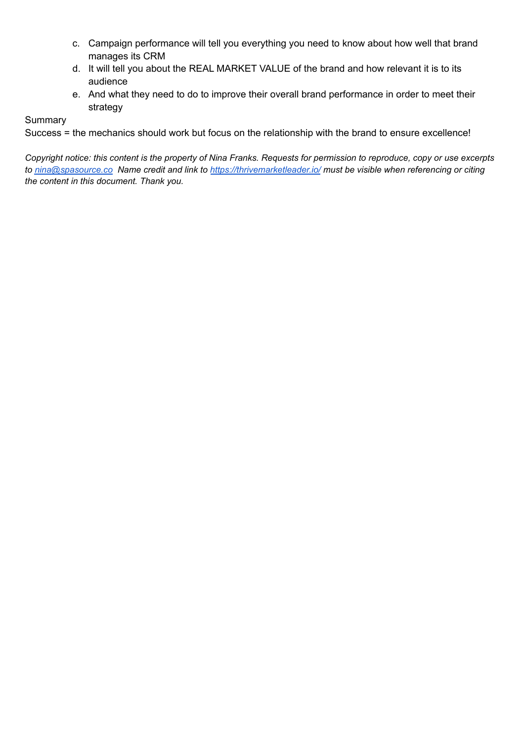c. Campaign performance will tell you everything you need to know about how well that brand manages its CRM
d. It will tell you about the REAL MARKET VALUE of the brand and how relevant it is to its audience
e. And what they need to do to improve their overall brand performance in order to meet their strategy

Summary

Success = the mechanics should work but focus on the relationship with the brand to ensure excellence!

*Copyright notice: this content is the property of Nina Franks. Requests for permission to reproduce, copy or use excerpts to [nina@spasource.co](mailto:nina@spasource.co) Name credit and link to [https://thrivemarketleader.io/](https://thrivemarketleader.io/) must be visible when referencing or citing the content in this document. Thank you.*